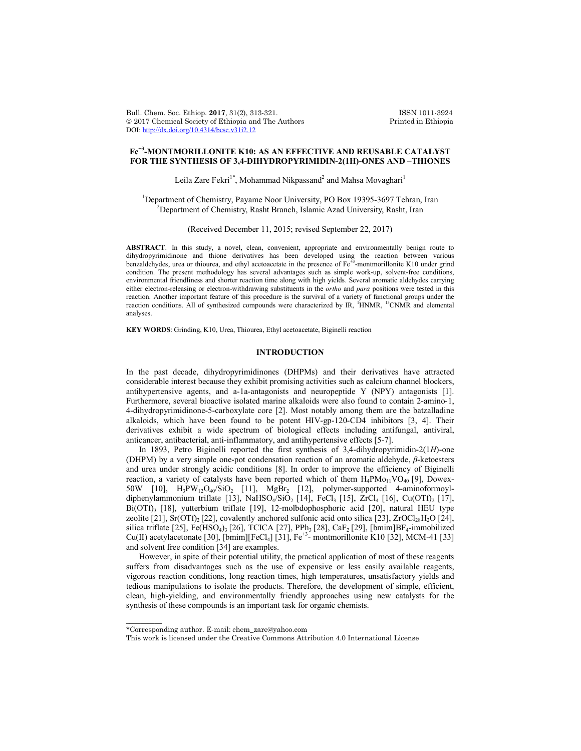# $Fe^{+3}$-MONTMORILLONITE K10: AS AN EFFECTIVE AND REUSABLE CATALYST FOR THE SYNTHESIS OF 3,4-DIHYDROPYRIMIDIN-2(1H)-ONES AND –THIONES

Leila Zare Fekri[1*], Mohammad Nikpassand[2] and Mahsa Movaghari[1]

[1]Department of Chemistry, Payame Noor University, PO Box 19395-3697 Tehran, Iran
[2]Department of Chemistry, Rasht Branch, Islamic Azad University, Rasht, Iran

(Received December 11, 2015; revised September 22, 2017)

**ABSTRACT**. In this study, a novel, clean, convenient, appropriate and environmentally benign route to dihydropyrimidinone and thione derivatives has been developed using the reaction between various benzaldehydes, urea or thiourea, and ethyl acetoacetate in the presence of $Fe^{+3}$-montmorillonite K10 under grind condition. The present methodology has several advantages such as simple work-up, solvent-free conditions, environmental friendliness and shorter reaction time along with high yields. Several aromatic aldehydes carrying either electron-releasing or electron-withdrawing substituents in the *ortho* and *para* positions were tested in this reaction. Another important feature of this procedure is the survival of a variety of functional groups under the reaction conditions. All of synthesized compounds were characterized by IR, [1]HNMR, [13]CNMR and elemental analyses.

**KEY WORDS**: Grinding, K10, Urea, Thiourea, Ethyl acetoacetate, Biginelli reaction

## INTRODUCTION

In the past decade, dihydropyrimidinones (DHPMs) and their derivatives have attracted considerable interest because they exhibit promising activities such as calcium channel blockers, antihypertensive agents, and a-1a-antagonists and neuropeptide Y (NPY) antagonists [1]. Furthermore, several bioactive isolated marine alkaloids were also found to contain 2-amino-1, 4-dihydropyrimidinone-5-carboxylate core [2]. Most notably among them are the batzalladine alkaloids, which have been found to be potent HIV-gp-120-CD4 inhibitors [3, 4]. Their derivatives exhibit a wide spectrum of biological effects including antifungal, antiviral, anticancer, antibacterial, anti-inflammatory, and antihypertensive effects [5-7].

In 1893, Petro Biginelli reported the first synthesis of 3,4-dihydropyrimidin-2(1*H*)-one (DHPM) by a very simple one-pot condensation reaction of an aromatic aldehyde, *β*-ketoesters and urea under strongly acidic conditions [8]. In order to improve the efficiency of Biginelli reaction, a variety of catalysts have been reported which of them $H_4PMo_{11}VO_{40}$ [9], Dowex-50W [10], $H_3PW_{12}O_{40}/SiO_2$ [11], $MgBr_2$ [12], polymer-supported 4-aminoformoyl-diphenylammonium triflate [13], $NaHSO_4/SiO_2$ [14], $FeCl_3$ [15], $ZrCl_4$ [16], $Cu(OTf)_2$ [17], $Bi(OTf)_3$ [18], yutterbium triflate [19], 12-molbdophosphoric acid [20], natural HEU type zeolite [21], $Sr(OTf)_2$ [22], covalently anchored sulfonic acid onto silica [23], $ZrOCl_{28}H_2O$ [24], silica triflate [25], $Fe(HSO_4)_3$ [26], TCICA [27], $PPh_3$ [28], $CaF_2$ [29], $[bmim]BF_4$-immobilized Cu(II) acetylacetonate [30], $[bmim][FeCl_4]$ [31], $Fe^{+3}$- montmorillonite K10 [32], MCM-41 [33] and solvent free condition [34] are examples.

However, in spite of their potential utility, the practical application of most of these reagents suffers from disadvantages such as the use of expensive or less easily available reagents, vigorous reaction conditions, long reaction times, high temperatures, unsatisfactory yields and tedious manipulations to isolate the products. Therefore, the development of simple, efficient, clean, high-yielding, and environmentally friendly approaches using new catalysts for the synthesis of these compounds is an important task for organic chemists.

*Corresponding author. E-mail: chem_zare@yahoo.com
This work is licensed under the Creative Commons Attribution 4.0 International License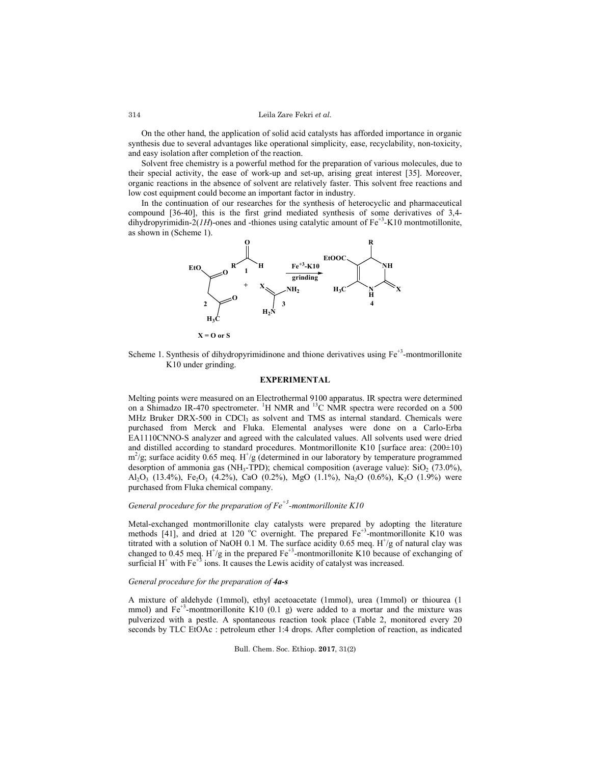On the other hand, the application of solid acid catalysts has afforded importance in organic synthesis due to several advantages like operational simplicity, ease, recyclability, non-toxicity, and easy isolation after completion of the reaction.

Solvent free chemistry is a powerful method for the preparation of various molecules, due to their special activity, the ease of work-up and set-up, arising great interest [35]. Moreover, organic reactions in the absence of solvent are relatively faster. This solvent free reactions and low cost equipment could become an important factor in industry.

In the continuation of our researches for the synthesis of heterocyclic and pharmaceutical compound [36-40], this is the first grind mediated synthesis of some derivatives of 3,4-dihydropyrimidin-2(*1H*)-ones and -thiones using catalytic amount of $Fe^{+3}$-K10 montmotillonite, as shown in (Scheme 1).

Scheme 1. Synthesis of dihydropyrimidinone and thione derivatives using $Fe^{+3}$-montmorillonite K10 under grinding.

## EXPERIMENTAL

Melting points were measured on an Electrothermal 9100 apparatus. IR spectra were determined on a Shimadzo IR-470 spectrometer. $^1H$ NMR and $^{13}C$ NMR spectra were recorded on a 500 MHz Bruker DRX-500 in $CDCl_3$ as solvent and TMS as internal standard. Chemicals were purchased from Merck and Fluka. Elemental analyses were done on a Carlo-Erba EA1110CNNO-S analyzer and agreed with the calculated values. All solvents used were dried and distilled according to standard procedures. Montmorillonite K10 [surface area: (200±10) $m^2/g$; surface acidity 0.65 meq. $H^+/g$ (determined in our laboratory by temperature programmed desorption of ammonia gas ($NH_3$-TPD); chemical composition (average value): $SiO_2$ (73.0%), $Al_2O_3$ (13.4%), $Fe_2O_3$ (4.2%), CaO (0.2%), MgO (1.1%), $Na_2O$ (0.6%), $K_2O$ (1.9%) were purchased from Fluka chemical company.

### *General procedure for the preparation of $Fe^{+3}$-montmorillonite K10*

Metal-exchanged montmorillonite clay catalysts were prepared by adopting the literature methods [41], and dried at 120 °C overnight. The prepared $Fe^{+3}$-montmorillonite K10 was titrated with a solution of NaOH 0.1 M. The surface acidity 0.65 meq. $H^+/g$ of natural clay was changed to 0.45 meq. $H^+/g$ in the prepared $Fe^{+3}$-montmorillonite K10 because of exchanging of surficial $H^+$ with $Fe^{+3}$ ions. It causes the Lewis acidity of catalyst was increased.

### *General procedure for the preparation of **4a-s***

A mixture of aldehyde (1mmol), ethyl acetoacetate (1mmol), urea (1mmol) or thiourea (1 mmol) and $Fe^{+3}$-montmorillonite K10 (0.1 g) were added to a mortar and the mixture was pulverized with a pestle. A spontaneous reaction took place (Table 2, monitored every 20 seconds by TLC EtOAc : petroleum ether 1:4 drops. After completion of reaction, as indicated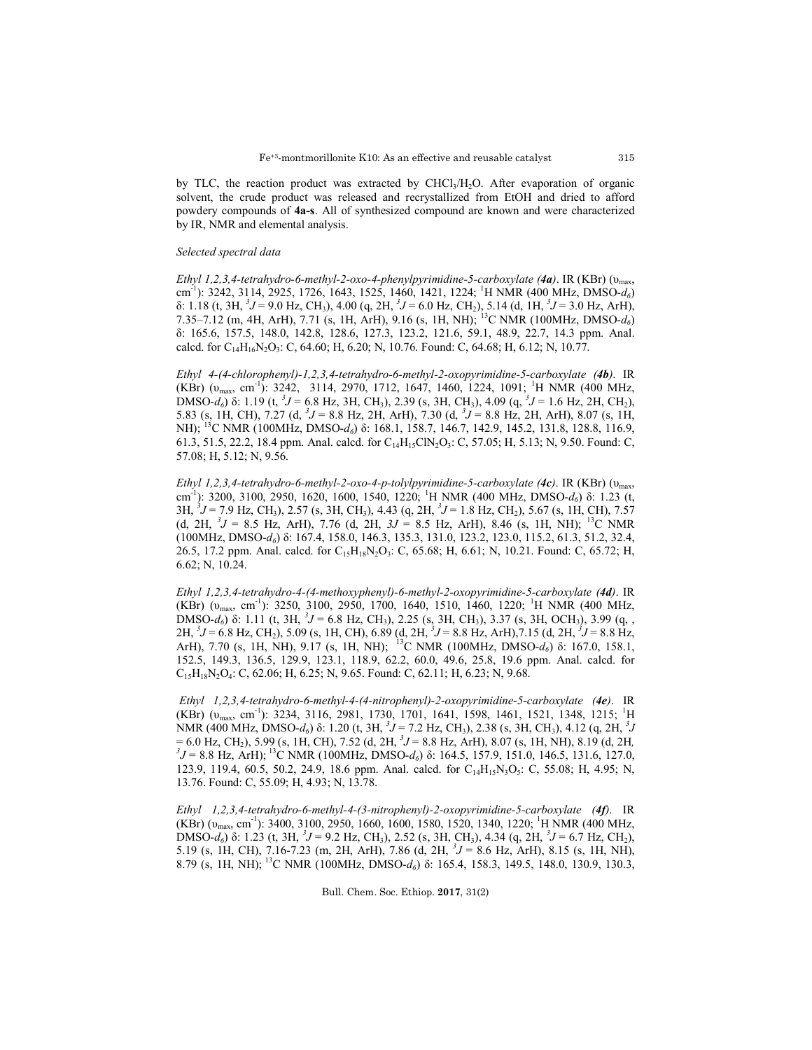by TLC, the reaction product was extracted by $CHCl_3/H_2O$. After evaporation of organic solvent, the crude product was released and recrystallized from EtOH and dried to afford powdery compounds of **4a-s**. All of synthesized compound are known and were characterized by IR, NMR and elemental analysis.

*Selected spectral data*

*Ethyl 1,2,3,4-tetrahydro-6-methyl-2-oxo-4-phenylpyrimidine-5-carboxylate (**4a**)*. IR (KBr) ($\upsilon_{max}$, $cm^{-1}$): 3242, 3114, 2925, 1726, 1643, 1525, 1460, 1421, 1224; $^1$H NMR (400 MHz, DMSO-$d_6$) δ: 1.18 (t, 3H, $^3J$ = 9.0 Hz, $CH_3$), 4.00 (q, 2H, $^3J$ = 6.0 Hz, $CH_2$), 5.14 (d, 1H, $^3J$ = 3.0 Hz, ArH), 7.35–7.12 (m, 4H, ArH), 7.71 (s, 1H, ArH), 9.16 (s, 1H, NH); $^{13}$C NMR (100MHz, DMSO-$d_6$) δ: 165.6, 157.5, 148.0, 142.8, 128.6, 127.3, 123.2, 121.6, 59.1, 48.9, 22.7, 14.3 ppm. Anal. calcd. for $C_{14}H_{16}N_2O_3$: C, 64.60; H, 6.20; N, 10.76. Found: C, 64.68; H, 6.12; N, 10.77.

*Ethyl 4-(4-chlorophenyl)-1,2,3,4-tetrahydro-6-methyl-2-oxopyrimidine-5-carboxylate (**4b**)*. IR (KBr) ($\upsilon_{max}$, $cm^{-1}$): 3242, 3114, 2970, 1712, 1647, 1460, 1224, 1091; $^1$H NMR (400 MHz, DMSO-$d_6$) δ: 1.19 (t, $^3J$ = 6.8 Hz, 3H, $CH_3$), 2.39 (s, 3H, $CH_3$), 4.09 (q, $^3J$ = 1.6 Hz, 2H, $CH_2$), 5.83 (s, 1H, CH), 7.27 (d, $^3J$ = 8.8 Hz, 2H, ArH), 7.30 (d, $^3J$ = 8.8 Hz, 2H, ArH), 8.07 (s, 1H, NH); $^{13}$C NMR (100MHz, DMSO-$d_6$) δ: 168.1, 158.7, 146.7, 142.9, 145.2, 131.8, 128.8, 116.9, 61.3, 51.5, 22.2, 18.4 ppm. Anal. calcd. for $C_{14}H_{15}ClN_2O_3$: C, 57.05; H, 5.13; N, 9.50. Found: C, 57.08; H, 5.12; N, 9.56.

*Ethyl 1,2,3,4-tetrahydro-6-methyl-2-oxo-4-p-tolylpyrimidine-5-carboxylate (**4c**)*. IR (KBr) ($\upsilon_{max}$, $cm^{-1}$): 3200, 3100, 2950, 1620, 1600, 1540, 1220; $^1$H NMR (400 MHz, DMSO-$d_6$) δ: 1.23 (t, 3H, $^3J$ = 7.9 Hz, $CH_3$), 2.57 (s, 3H, $CH_3$), 4.43 (q, 2H, $^3J$ = 1.8 Hz, $CH_2$), 5.67 (s, 1H, CH), 7.57 (d, 2H, $^3J$ = 8.5 Hz, ArH), 7.76 (d, 2H, $3J$ = 8.5 Hz, ArH), 8.46 (s, 1H, NH); $^{13}$C NMR (100MHz, DMSO-$d_6$) δ: 167.4, 158.0, 146.3, 135.3, 131.0, 123.2, 123.0, 115.2, 61.3, 51.2, 32.4, 26.5, 17.2 ppm. Anal. calcd. for $C_{15}H_{18}N_2O_3$: C, 65.68; H, 6.61; N, 10.21. Found: C, 65.72; H, 6.62; N, 10.24.

*Ethyl 1,2,3,4-tetrahydro-4-(4-methoxyphenyl)-6-methyl-2-oxopyrimidine-5-carboxylate (**4d**)*. IR (KBr) ($\upsilon_{max}$, $cm^{-1}$): 3250, 3100, 2950, 1700, 1640, 1510, 1460, 1220; $^1$H NMR (400 MHz, DMSO-$d_6$) δ: 1.11 (t, 3H, $^3J$ = 6.8 Hz, $CH_3$), 2.25 (s, 3H, $CH_3$), 3.37 (s, 3H, $OCH_3$), 3.99 (q, , 2H, $^3J$ = 6.8 Hz, $CH_2$), 5.09 (s, 1H, CH), 6.89 (d, 2H, $^3J$ = 8.8 Hz, ArH),7.15 (d, 2H, $^3J$ = 8.8 Hz, ArH), 7.70 (s, 1H, NH), 9.17 (s, 1H, NH); $^{13}$C NMR (100MHz, DMSO-$d_6$) δ: 167.0, 158.1, 152.5, 149.3, 136.5, 129.9, 123.1, 118.9, 62.2, 60.0, 49.6, 25.8, 19.6 ppm. Anal. calcd. for $C_{15}H_{18}N_2O_4$: C, 62.06; H, 6.25; N, 9.65. Found: C, 62.11; H, 6.23; N, 9.68.

*Ethyl 1,2,3,4-tetrahydro-6-methyl-4-(4-nitrophenyl)-2-oxopyrimidine-5-carboxylate (**4e**)*. IR (KBr) ($\upsilon_{max}$, $cm^{-1}$): 3234, 3116, 2981, 1730, 1701, 1641, 1598, 1461, 1521, 1348, 1215; $^1$H NMR (400 MHz, DMSO-$d_6$) δ: 1.20 (t, 3H, $^3J$ = 7.2 Hz, $CH_3$), 2.38 (s, 3H, $CH_3$), 4.12 (q, 2H, $^3J$ = 6.0 Hz, $CH_2$), 5.99 (s, 1H, CH), 7.52 (d, 2H, $^3J$ = 8.8 Hz, ArH), 8.07 (s, 1H, NH), 8.19 (d, 2H, $^3J$ = 8.8 Hz, ArH); $^{13}$C NMR (100MHz, DMSO-$d_6$) δ: 164.5, 157.9, 151.0, 146.5, 131.6, 127.0, 123.9, 119.4, 60.5, 50.2, 24.9, 18.6 ppm. Anal. calcd. for $C_{14}H_{15}N_3O_5$: C, 55.08; H, 4.95; N, 13.76. Found: C, 55.09; H, 4.93; N, 13.78.

*Ethyl 1,2,3,4-tetrahydro-6-methyl-4-(3-nitrophenyl)-2-oxopyrimidine-5-carboxylate (**4f**)*. IR (KBr) ($\upsilon_{max}$, $cm^{-1}$): 3400, 3100, 2950, 1660, 1600, 1580, 1520, 1340, 1220; $^1$H NMR (400 MHz, DMSO-$d_6$) δ: 1.23 (t, 3H, $^3J$ = 9.2 Hz, $CH_3$), 2.52 (s, 3H, $CH_3$), 4.34 (q, 2H, $^3J$ = 6.7 Hz, $CH_2$), 5.19 (s, 1H, CH), 7.16-7.23 (m, 2H, ArH), 7.86 (d, 2H, $^3J$ = 8.6 Hz, ArH), 8.15 (s, 1H, NH), 8.79 (s, 1H, NH); $^{13}$C NMR (100MHz, DMSO-$d_6$) δ: 165.4, 158.3, 149.5, 148.0, 130.9, 130.3,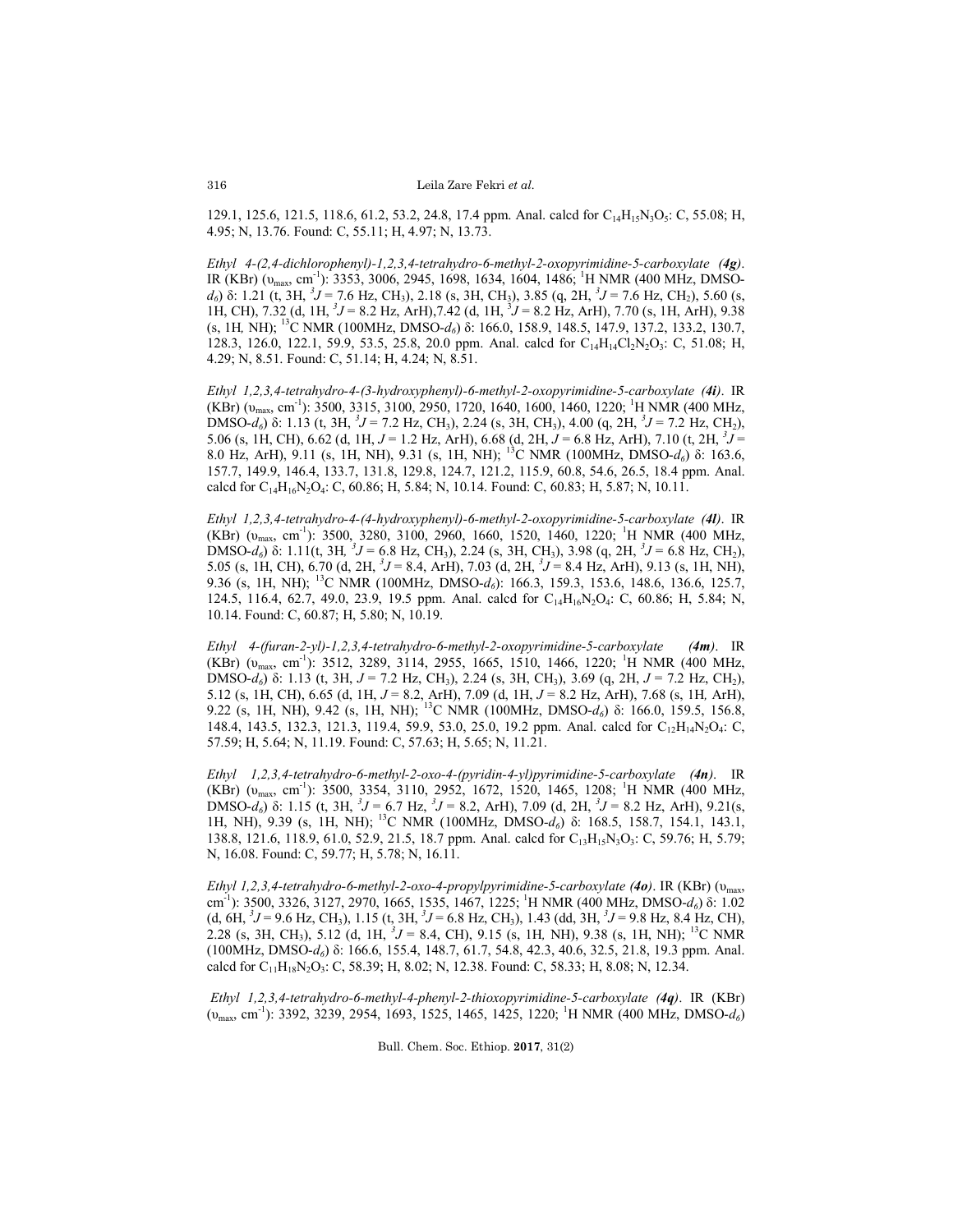129.1, 125.6, 121.5, 118.6, 61.2, 53.2, 24.8, 17.4 ppm. Anal. calcd for $C_{14}H_{15}N_3O_5$: C, 55.08; H, 4.95; N, 13.76. Found: C, 55.11; H, 4.97; N, 13.73.

*Ethyl 4-(2,4-dichlorophenyl)-1,2,3,4-tetrahydro-6-methyl-2-oxopyrimidine-5-carboxylate* ***(4g)***. IR (KBr) ($\upsilon_{max}$, cm$^{-1}$): 3353, 3006, 2945, 1698, 1634, 1604, 1486; $^1$H NMR (400 MHz, DMSO-$d_6$) δ: 1.21 (t, 3H, $^3J$ = 7.6 Hz, $CH_3$), 2.18 (s, 3H, $CH_3$), 3.85 (q, 2H, $^3J$ = 7.6 Hz, $CH_2$), 5.60 (s, 1H, CH), 7.32 (d, 1H, $^3J$ = 8.2 Hz, ArH),7.42 (d, 1H, $^3J$ = 8.2 Hz, ArH), 7.70 (s, 1H, ArH), 9.38 (s, 1H, NH); $^{13}$C NMR (100MHz, DMSO-$d_6$) δ: 166.0, 158.9, 148.5, 147.9, 137.2, 133.2, 130.7, 128.3, 126.0, 122.1, 59.9, 53.5, 25.8, 20.0 ppm. Anal. calcd for $C_{14}H_{14}Cl_2N_2O_3$: C, 51.08; H, 4.29; N, 8.51. Found: C, 51.14; H, 4.24; N, 8.51.

*Ethyl 1,2,3,4-tetrahydro-4-(3-hydroxyphenyl)-6-methyl-2-oxopyrimidine-5-carboxylate* ***(4i)***. IR (KBr) ($\upsilon_{max}$, cm$^{-1}$): 3500, 3315, 3100, 2950, 1720, 1640, 1600, 1460, 1220; $^1$H NMR (400 MHz, DMSO-$d_6$) δ: 1.13 (t, 3H, $^3J$ = 7.2 Hz, $CH_3$), 2.24 (s, 3H, $CH_3$), 4.00 (q, 2H, $^3J$ = 7.2 Hz, $CH_2$), 5.06 (s, 1H, CH), 6.62 (d, 1H, $J$ = 1.2 Hz, ArH), 6.68 (d, 2H, $J$ = 6.8 Hz, ArH), 7.10 (t, 2H, $^3J$ = 8.0 Hz, ArH), 9.11 (s, 1H, NH), 9.31 (s, 1H, NH); $^{13}$C NMR (100MHz, DMSO-$d_6$) δ: 163.6, 157.7, 149.9, 146.4, 133.7, 131.8, 129.8, 124.7, 121.2, 115.9, 60.8, 54.6, 26.5, 18.4 ppm. Anal. calcd for $C_{14}H_{16}N_2O_4$: C, 60.86; H, 5.84; N, 10.14. Found: C, 60.83; H, 5.87; N, 10.11.

*Ethyl 1,2,3,4-tetrahydro-4-(4-hydroxyphenyl)-6-methyl-2-oxopyrimidine-5-carboxylate* ***(4l)***. IR (KBr) ($\upsilon_{max}$, cm$^{-1}$): 3500, 3280, 3100, 2960, 1660, 1520, 1460, 1220; $^1$H NMR (400 MHz, DMSO-$d_6$) δ: 1.11(t, 3H, $^3J$ = 6.8 Hz, $CH_3$), 2.24 (s, 3H, $CH_3$), 3.98 (q, 2H, $^3J$ = 6.8 Hz, $CH_2$), 5.05 (s, 1H, CH), 6.70 (d, 2H, $^3J$ = 8.4, ArH), 7.03 (d, 2H, $^3J$ = 8.4 Hz, ArH), 9.13 (s, 1H, NH), 9.36 (s, 1H, NH); $^{13}$C NMR (100MHz, DMSO-$d_6$): 166.3, 159.3, 153.6, 148.6, 136.6, 125.7, 124.5, 116.4, 62.7, 49.0, 23.9, 19.5 ppm. Anal. calcd for $C_{14}H_{16}N_2O_4$: C, 60.86; H, 5.84; N, 10.14. Found: C, 60.87; H, 5.80; N, 10.19.

*Ethyl 4-(furan-2-yl)-1,2,3,4-tetrahydro-6-methyl-2-oxopyrimidine-5-carboxylate* ***(4m)***. IR (KBr) ($\upsilon_{max}$, cm$^{-1}$): 3512, 3289, 3114, 2955, 1665, 1510, 1466, 1220; $^1$H NMR (400 MHz, DMSO-$d_6$) δ: 1.13 (t, 3H, $J$ = 7.2 Hz, $CH_3$), 2.24 (s, 3H, $CH_3$), 3.69 (q, 2H, $J$ = 7.2 Hz, $CH_2$), 5.12 (s, 1H, CH), 6.65 (d, 1H, $J$ = 8.2, ArH), 7.09 (d, 1H, $J$ = 8.2 Hz, ArH), 7.68 (s, 1H, ArH), 9.22 (s, 1H, NH), 9.42 (s, 1H, NH); $^{13}$C NMR (100MHz, DMSO-$d_6$) δ: 166.0, 159.5, 156.8, 148.4, 143.5, 132.3, 121.3, 119.4, 59.9, 53.0, 25.0, 19.2 ppm. Anal. calcd for $C_{12}H_{14}N_2O_4$: C, 57.59; H, 5.64; N, 11.19. Found: C, 57.63; H, 5.65; N, 11.21.

*Ethyl 1,2,3,4-tetrahydro-6-methyl-2-oxo-4-(pyridin-4-yl)pyrimidine-5-carboxylate* ***(4n)***. IR (KBr) ($\upsilon_{max}$, cm$^{-1}$): 3500, 3354, 3110, 2952, 1672, 1520, 1465, 1208; $^1$H NMR (400 MHz, DMSO-$d_6$) δ: 1.15 (t, 3H, $^3J$ = 6.7 Hz, $^3J$ = 8.2, ArH), 7.09 (d, 2H, $^3J$ = 8.2 Hz, ArH), 9.21(s, 1H, NH), 9.39 (s, 1H, NH); $^{13}$C NMR (100MHz, DMSO-$d_6$) δ: 168.5, 158.7, 154.1, 143.1, 138.8, 121.6, 118.9, 61.0, 52.9, 21.5, 18.7 ppm. Anal. calcd for $C_{13}H_{15}N_3O_3$: C, 59.76; H, 5.79; N, 16.08. Found: C, 59.77; H, 5.78; N, 16.11.

*Ethyl 1,2,3,4-tetrahydro-6-methyl-2-oxo-4-propylpyrimidine-5-carboxylate* ***(4o)***. IR (KBr) ($\upsilon_{max}$, cm$^{-1}$): 3500, 3326, 3127, 2970, 1665, 1535, 1467, 1225; $^1$H NMR (400 MHz, DMSO-$d_6$) δ: 1.02 (d, 6H, $^3J$ = 9.6 Hz, $CH_3$), 1.15 (t, 3H, $^3J$ = 6.8 Hz, $CH_3$), 1.43 (dd, 3H, $^3J$ = 9.8 Hz, 8.4 Hz, CH), 2.28 (s, 3H, $CH_3$), 5.12 (d, 1H, $^3J$ = 8.4, CH), 9.15 (s, 1H, NH), 9.38 (s, 1H, NH); $^{13}$C NMR (100MHz, DMSO-$d_6$) δ: 166.6, 155.4, 148.7, 61.7, 54.8, 42.3, 40.6, 32.5, 21.8, 19.3 ppm. Anal. calcd for $C_{11}H_{18}N_2O_3$: C, 58.39; H, 8.02; N, 12.38. Found: C, 58.33; H, 8.08; N, 12.34.

*Ethyl 1,2,3,4-tetrahydro-6-methyl-4-phenyl-2-thioxopyrimidine-5-carboxylate* ***(4q)***. IR (KBr) ($\upsilon_{max}$, cm$^{-1}$): 3392, 3239, 2954, 1693, 1525, 1465, 1425, 1220; $^1$H NMR (400 MHz, DMSO-$d_6$)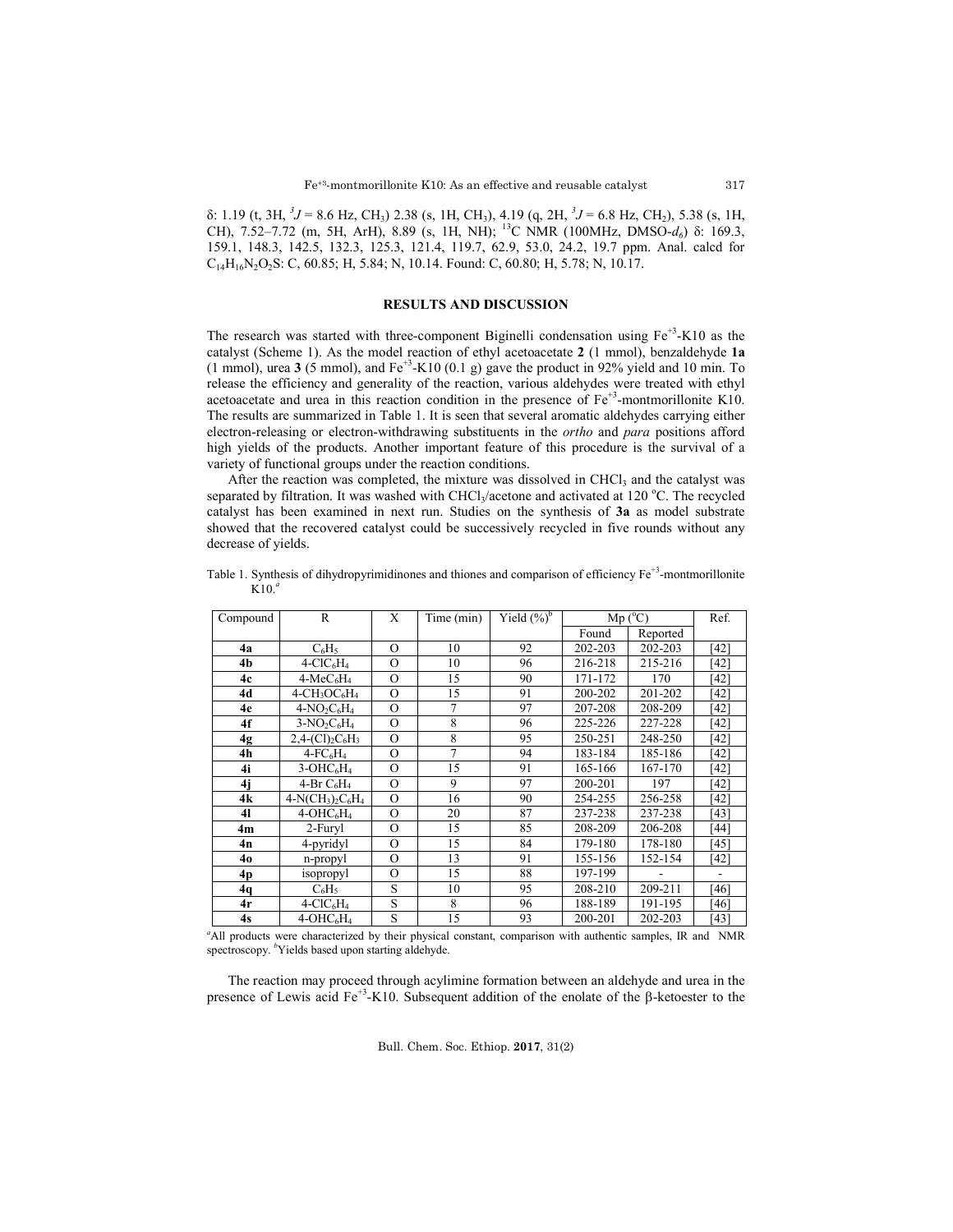δ: 1.19 (t, 3H, $^3J$ = 8.6 Hz, $CH_3$) 2.38 (s, 1H, $CH_3$), 4.19 (q, 2H, $^3J$ = 6.8 Hz, $CH_2$), 5.38 (s, 1H, CH), 7.52–7.72 (m, 5H, ArH), 8.89 (s, 1H, NH); $^{13}$C NMR (100MHz, DMSO-$d_6$) δ: 169.3, 159.1, 148.3, 142.5, 132.3, 125.3, 121.4, 119.7, 62.9, 53.0, 24.2, 19.7 ppm. Anal. calcd for $C_{14}H_{16}N_2O_2S$: C, 60.85; H, 5.84; N, 10.14. Found: C, 60.80; H, 5.78; N, 10.17.

## RESULTS AND DISCUSSION

The research was started with three-component Biginelli condensation using $Fe^{+3}$-K10 as the catalyst (Scheme 1). As the model reaction of ethyl acetoacetate **2** (1 mmol), benzaldehyde **1a** (1 mmol), urea **3** (5 mmol), and $Fe^{+3}$-K10 (0.1 g) gave the product in 92% yield and 10 min. To release the efficiency and generality of the reaction, various aldehydes were treated with ethyl acetoacetate and urea in this reaction condition in the presence of $Fe^{+3}$-montmorillonite K10. The results are summarized in Table 1. It is seen that several aromatic aldehydes carrying either electron-releasing or electron-withdrawing substituents in the *ortho* and *para* positions afford high yields of the products. Another important feature of this procedure is the survival of a variety of functional groups under the reaction conditions.

After the reaction was completed, the mixture was dissolved in $CHCl_3$ and the catalyst was separated by filtration. It was washed with $CHCl_3$/acetone and activated at 120 °C. The recycled catalyst has been examined in next run. Studies on the synthesis of **3a** as model substrate showed that the recovered catalyst could be successively recycled in five rounds without any decrease of yields.

Table 1. Synthesis of dihydropyrimidinones and thiones and comparison of efficiency $Fe^{+3}$-montmorillonite K10.[a]

| Compound | R | X | Time (min) | Yield (%)[b] | Mp (°C) | | Ref. |
|---|---|---|---|---|---|---|---|
| | | | | | Found | Reported | |
| **4a** | $C_6H_5$ | O | 10 | 92 | 202-203 | 202-203 | [42] |
| **4b** | 4-$ClC_6H_4$ | O | 10 | 96 | 216-218 | 215-216 | [42] |
| **4c** | 4-$MeC_6H_4$ | O | 15 | 90 | 171-172 | 170 | [42] |
| **4d** | 4-$CH_3OC_6H_4$ | O | 15 | 91 | 200-202 | 201-202 | [42] |
| **4e** | 4-$NO_2C_6H_4$ | O | 7 | 97 | 207-208 | 208-209 | [42] |
| **4f** | 3-$NO_2C_6H_4$ | O | 8 | 96 | 225-226 | 227-228 | [42] |
| **4g** | 2,4-$(Cl)_2C_6H_3$ | O | 8 | 95 | 250-251 | 248-250 | [42] |
| **4h** | 4-$FC_6H_4$ | O | 7 | 94 | 183-184 | 185-186 | [42] |
| **4i** | 3-$OHC_6H_4$ | O | 15 | 91 | 165-166 | 167-170 | [42] |
| **4j** | 4-Br $C_6H_4$ | O | 9 | 97 | 200-201 | 197 | [42] |
| **4k** | 4-$N(CH_3)_2C_6H_4$ | O | 16 | 90 | 254-255 | 256-258 | [42] |
| **4l** | 4-$OHC_6H_4$ | O | 20 | 87 | 237-238 | 237-238 | [43] |
| **4m** | 2-Furyl | O | 15 | 85 | 208-209 | 206-208 | [44] |
| **4n** | 4-pyridyl | O | 15 | 84 | 179-180 | 178-180 | [45] |
| **4o** | n-propyl | O | 13 | 91 | 155-156 | 152-154 | [42] |
| **4p** | isopropyl | O | 15 | 88 | 197-199 | - | - |
| **4q** | $C_6H_5$ | S | 10 | 95 | 208-210 | 209-211 | [46] |
| **4r** | 4-$ClC_6H_4$ | S | 8 | 96 | 188-189 | 191-195 | [46] |
| **4s** | 4-$OHC_6H_4$ | S | 15 | 93 | 200-201 | 202-203 | [43] |

[a]All products were characterized by their physical constant, comparison with authentic samples, IR and NMR spectroscopy. [b]Yields based upon starting aldehyde.

The reaction may proceed through acylimine formation between an aldehyde and urea in the presence of Lewis acid $Fe^{+3}$-K10. Subsequent addition of the enolate of the β-ketoester to the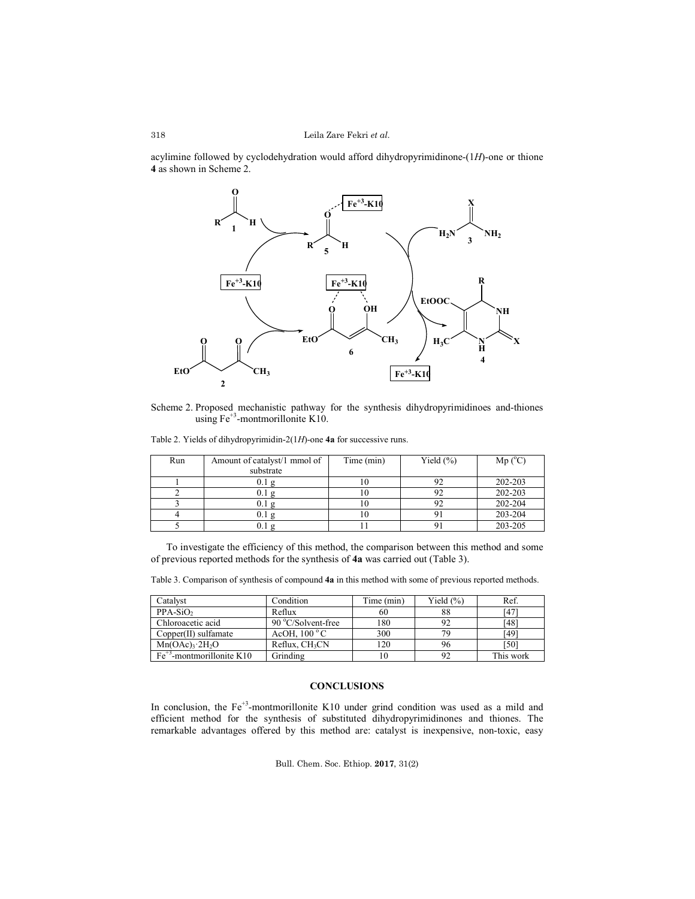acylimine followed by cyclodehydration would afford dihydropyrimidinone-(1*H*)-one or thione **4** as shown in Scheme 2.

Scheme 2. Proposed mechanistic pathway for the synthesis dihydropyrimidinoes and-thiones using $Fe^{+3}$-montmorillonite K10.

Table 2. Yields of dihydropyrimidin-2(1*H*)-one **4a** for successive runs.

| Run | Amount of catalyst/1 mmol of substrate | Time (min) | Yield (%) | Mp (°C) |
|---|---|---|---|---|
| 1 | 0.1 g | 10 | 92 | 202-203 |
| 2 | 0.1 g | 10 | 92 | 202-203 |
| 3 | 0.1 g | 10 | 92 | 202-204 |
| 4 | 0.1 g | 10 | 91 | 203-204 |
| 5 | 0.1 g | 11 | 91 | 203-205 |

To investigate the efficiency of this method, the comparison between this method and some of previous reported methods for the synthesis of **4a** was carried out (Table 3).

Table 3. Comparison of synthesis of compound **4a** in this method with some of previous reported methods.

| Catalyst | Condition | Time (min) | Yield (%) | Ref. |
|---|---|---|---|---|
| PPA-$SiO_2$ | Reflux | 60 | 88 | [47] |
| Chloroacetic acid | 90 °C/Solvent-free | 180 | 92 | [48] |
| Copper(II) sulfamate | AcOH, 100 °C | 300 | 79 | [49] |
| $Mn(OAc)_3 \cdot 2H_2O$ | Reflux, $CH_3CN$ | 120 | 96 | [50] |
| $Fe^{+3}$-montmorillonite K10 | Grinding | 10 | 92 | This work |

## CONCLUSIONS

In conclusion, the $Fe^{+3}$-montmorillonite K10 under grind condition was used as a mild and efficient method for the synthesis of substituted dihydropyrimidinones and thiones. The remarkable advantages offered by this method are: catalyst is inexpensive, non-toxic, easy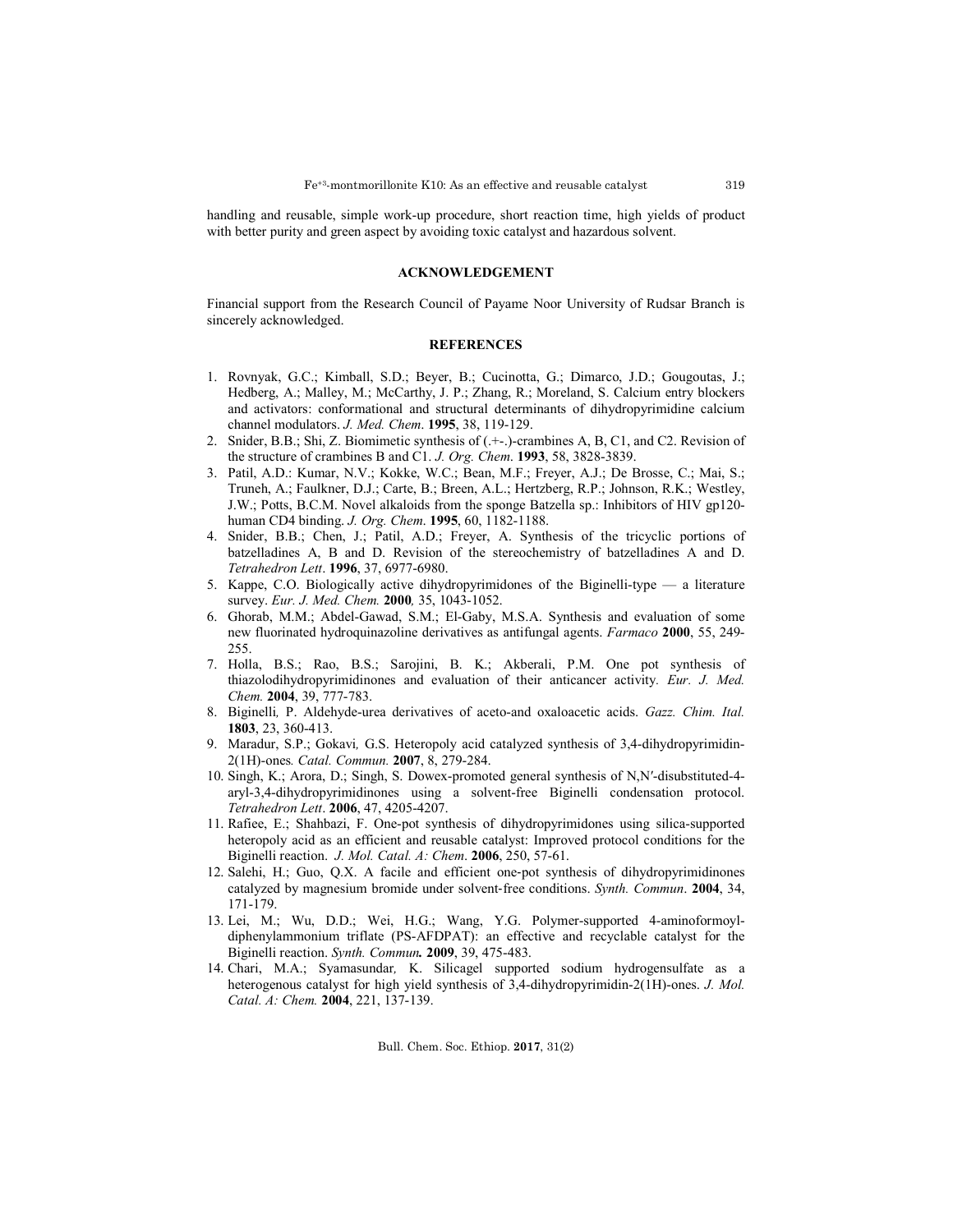handling and reusable, simple work-up procedure, short reaction time, high yields of product with better purity and green aspect by avoiding toxic catalyst and hazardous solvent.

## ACKNOWLEDGEMENT

Financial support from the Research Council of Payame Noor University of Rudsar Branch is sincerely acknowledged.

## REFERENCES

1. Rovnyak, G.C.; Kimball, S.D.; Beyer, B.; Cucinotta, G.; Dimarco, J.D.; Gougoutas, J.; Hedberg, A.; Malley, M.; McCarthy, J. P.; Zhang, R.; Moreland, S. Calcium entry blockers and activators: conformational and structural determinants of dihydropyrimidine calcium channel modulators. *J. Med. Chem*. **1995**, 38, 119-129.
2. Snider, B.B.; Shi, Z. Biomimetic synthesis of (.+-.)-crambines A, B, C1, and C2. Revision of the structure of crambines B and C1. *J. Org. Chem*. **1993**, 58, 3828-3839.
3. Patil, A.D.: Kumar, N.V.; Kokke, W.C.; Bean, M.F.; Freyer, A.J.; De Brosse, C.; Mai, S.; Truneh, A.; Faulkner, D.J.; Carte, B.; Breen, A.L.; Hertzberg, R.P.; Johnson, R.K.; Westley, J.W.; Potts, B.C.M. Novel alkaloids from the sponge Batzella sp.: Inhibitors of HIV gp120-human CD4 binding. *J. Org. Chem*. **1995**, 60, 1182-1188.
4. Snider, B.B.; Chen, J.; Patil, A.D.; Freyer, A. Synthesis of the tricyclic portions of batzelladines A, B and D. Revision of the stereochemistry of batzelladines A and D. *Tetrahedron Lett*. **1996**, 37, 6977-6980.
5. Kappe, C.O. Biologically active dihydropyrimidones of the Biginelli-type — a literature survey. *Eur. J. Med. Chem.* **2000***,* 35, 1043-1052.
6. Ghorab, M.M.; Abdel-Gawad, S.M.; El-Gaby, M.S.A. Synthesis and evaluation of some new fluorinated hydroquinazoline derivatives as antifungal agents. *Farmaco* **2000**, 55, 249-255.
7. Holla, B.S.; Rao, B.S.; Sarojini, B. K.; Akberali, P.M. One pot synthesis of thiazolodihydropyrimidinones and evaluation of their anticancer activity*. Eur. J. Med. Chem.* **2004**, 39, 777-783.
8. Biginelli*,* P. Aldehyde-urea derivatives of aceto-and oxaloacetic acids. *Gazz. Chim. Ital.* **1803**, 23, 360-413.
9. Maradur, S.P.; Gokavi*,* G.S. Heteropoly acid catalyzed synthesis of 3,4-dihydropyrimidin-2(1H)-ones*. Catal. Commun.* **2007**, 8, 279-284.
10. Singh, K.; Arora, D.; Singh, S. Dowex-promoted general synthesis of N,N′-disubstituted-4-aryl-3,4-dihydropyrimidinones using a solvent-free Biginelli condensation protocol. *Tetrahedron Lett*. **2006**, 47, 4205-4207.
11. Rafiee, E.; Shahbazi, F. One-pot synthesis of dihydropyrimidones using silica-supported heteropoly acid as an efficient and reusable catalyst: Improved protocol conditions for the Biginelli reaction. *J. Mol. Catal. A: Chem*. **2006**, 250, 57-61.
12. Salehi, H.; Guo, Q.X. A facile and efficient one-pot synthesis of dihydropyrimidinones catalyzed by magnesium bromide under solvent-free conditions. *Synth. Commun*. **2004**, 34, 171-179.
13. Lei, M.; Wu, D.D.; Wei, H.G.; Wang, Y.G. Polymer-supported 4-aminoformoyl-diphenylammonium triflate (PS-AFDPAT): an effective and recyclable catalyst for the Biginelli reaction. *Synth. Commun.* **2009**, 39, 475-483.
14. Chari, M.A.; Syamasundar*,* K. Silicagel supported sodium hydrogensulfate as a heterogenous catalyst for high yield synthesis of 3,4-dihydropyrimidin-2(1H)-ones. *J. Mol. Catal. A: Chem.* **2004**, 221, 137-139.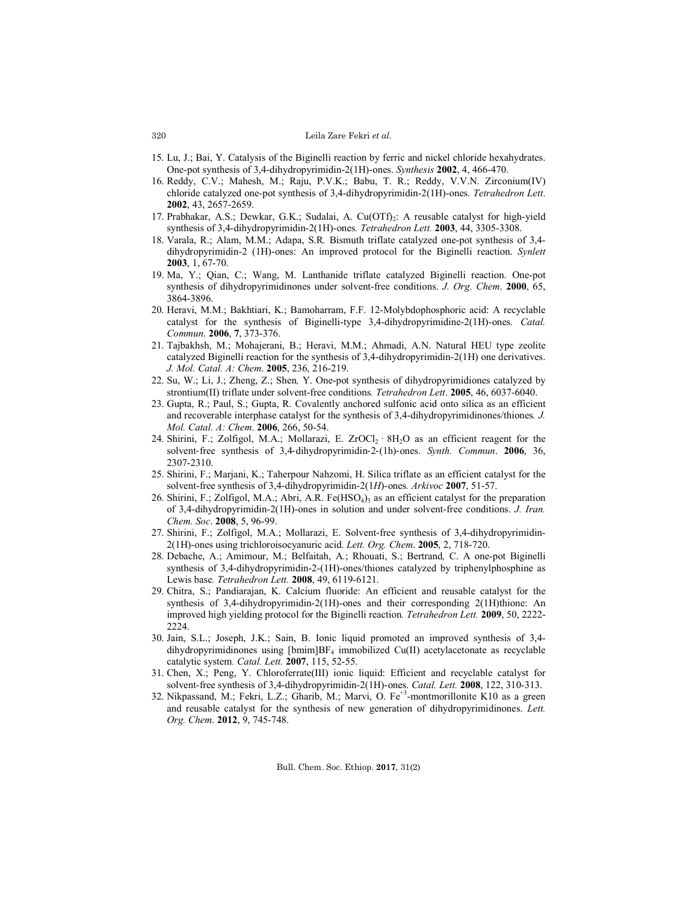15. Lu, J.; Bai, Y. Catalysis of the Biginelli reaction by ferric and nickel chloride hexahydrates. One-pot synthesis of 3,4-dihydropyrimidin-2(1H)-ones. *Synthesis* **2002**, 4, 466-470.
16. Reddy, C.V.; Mahesh, M.; Raju, P.V.K.; Babu, T. R.; Reddy, V.V.N. Zirconium(IV) chloride catalyzed one-pot synthesis of 3,4-dihydropyrimidin-2(1H)-ones. *Tetrahedron Lett*. **2002**, 43, 2657-2659.
17. Prabhakar, A.S.; Dewkar, G.K.; Sudalai, A. $Cu(OTf)_2$: A reusable catalyst for high-yield synthesis of 3,4-dihydropyrimidin-2(1H)-ones. *Tetrahedron Lett.* **2003**, 44, 3305-3308.
18. Varala, R.; Alam, M.M.; Adapa, S.R. Bismuth triflate catalyzed one-pot synthesis of 3,4-dihydropyrimidin-2 (1H)-ones: An improved protocol for the Biginelli reaction. *Synlett* **2003**, 1, 67-70.
19. Ma, Y.; Qian, C.; Wang, M. Lanthanide triflate catalyzed Biginelli reaction. One-pot synthesis of dihydropyrimidinones under solvent-free conditions. *J. Org. Chem*. **2000**, 65, 3864-3896.
20. Heravi, M.M.; Bakhtiari, K.; Bamoharram, F.F. 12-Molybdophosphoric acid: A recyclable catalyst for the synthesis of Biginelli-type 3,4-dihydropyrimidine-2(1H)-ones. *Catal. Commun*. **2006**, **7**, 373-376.
21. Tajbakhsh, M.; Mohajerani, B.; Heravi, M.M.; Ahmadi, A.N. Natural HEU type zeolite catalyzed Biginelli reaction for the synthesis of 3,4-dihydropyrimidin-2(1H) one derivatives. *J. Mol. Catal. A: Chem*. **2005**, 236, 216-219.
22. Su, W.; Li, J.; Zheng, Z.; Shen, Y. One-pot synthesis of dihydropyrimidiones catalyzed by strontium(II) triflate under solvent-free conditions. *Tetrahedron Lett*. **2005**, 46, 6037-6040.
23. Gupta, R.; Paul, S.; Gupta, R. Covalently anchored sulfonic acid onto silica as an efficient and recoverable interphase catalyst for the synthesis of 3,4-dihydropyrimidinones/thiones. *J. Mol. Catal. A: Chem*. **2006**, 266, 50-54.
24. Shirini, F.; Zolfigol, M.A.; Mollarazi, E. $ZrOCl_2 \cdot 8H_2O$ as an efficient reagent for the solvent-free synthesis of 3,4-dihydropyrimidin-2-(1h)-ones. *Synth. Commun*. **2006**, 36, 2307-2310.
25. Shirini, F.; Marjani, K.; Taherpour Nahzomi, H. Silica triflate as an efficient catalyst for the solvent-free synthesis of 3,4-dihydropyrimidin-2(1*H*)-ones. *Arkivoc* **2007**, 51-57.
26. Shirini, F.; Zolfigol, M.A.; Abri, A.R. $Fe(HSO_4)_3$ as an efficient catalyst for the preparation of 3,4-dihydropyrimidin-2(1H)-ones in solution and under solvent-free conditions. *J. Iran. Chem. Soc*. **2008**, 5, 96-99.
27. Shirini, F.; Zolfigol, M.A.; Mollarazi, E. Solvent-free synthesis of 3,4-dihydropyrimidin-2(1H)-ones using trichloroisocyanuric acid. *Lett. Org. Chem*. **2005**, 2, 718-720.
28. Debache, A.; Amimour, M.; Belfaitah, A.; Rhouati, S.; Bertrand, C. A one-pot Biginelli synthesis of 3,4-dihydropyrimidin-2-(1H)-ones/thiones catalyzed by triphenylphosphine as Lewis base. *Tetrahedron Lett.* **2008**, 49, 6119-6121.
29. Chitra, S.; Pandiarajan, K. Calcium fluoride: An efficient and reusable catalyst for the synthesis of 3,4-dihydropyrimidin-2(1H)-ones and their corresponding 2(1H)thione: An improved high yielding protocol for the Biginelli reaction. *Tetrahedron Lett.* **2009**, 50, 2222-2224.
30. Jain, S.L.; Joseph, J.K.; Sain, B. Ionic liquid promoted an improved synthesis of 3,4-dihydropyrimidinones using $[bmim]BF_4$ immobilized Cu(II) acetylacetonate as recyclable catalytic system. *Catal. Lett.* **2007**, 115, 52-55.
31. Chen, X.; Peng, Y. Chloroferrate(III) ionic liquid: Efficient and recyclable catalyst for solvent-free synthesis of 3,4-dihydropyrimidin-2(1H)-ones. *Catal. Lett.* **2008**, 122, 310-313.
32. Nikpassand, M.; Fekri, L.Z.; Gharib, M.; Marvi, O. $Fe^{+3}$-montmorillonite K10 as a green and reusable catalyst for the synthesis of new generation of dihydropyrimidinones. *Lett. Org. Chem*. **2012**, 9, 745-748.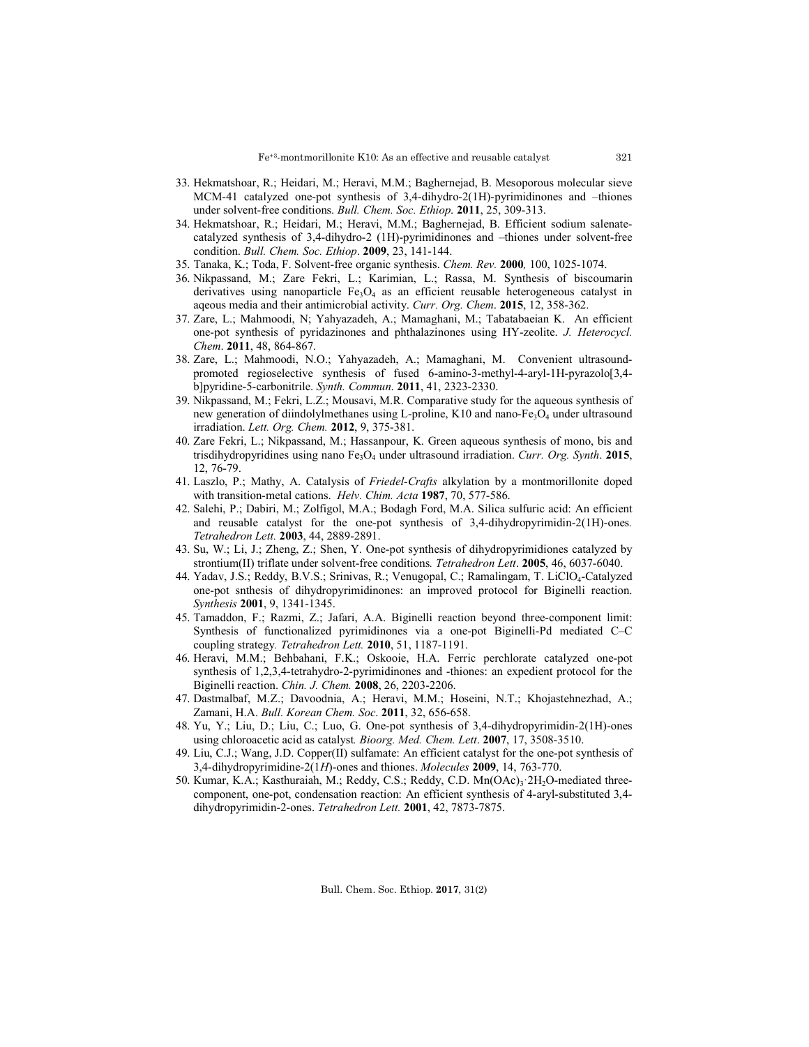33. Hekmatshoar, R.; Heidari, M.; Heravi, M.M.; Baghernejad, B. Mesoporous molecular sieve MCM-41 catalyzed one-pot synthesis of 3,4-dihydro-2(1H)-pyrimidinones and –thiones under solvent-free conditions. *Bull. Chem. Soc. Ethiop*. **2011**, 25, 309-313.
34. Hekmatshoar, R.; Heidari, M.; Heravi, M.M.; Baghernejad, B. Efficient sodium salenate-catalyzed synthesis of 3,4-dihydro-2 (1H)-pyrimidinones and –thiones under solvent-free condition. *Bull. Chem. Soc. Ethiop*. **2009**, 23, 141-144.
35. Tanaka, K.; Toda, F. Solvent-free organic synthesis. *Chem. Rev.* **2000***,* 100, 1025-1074.
36. Nikpassand, M.; Zare Fekri, L.; Karimian, L.; Rassa, M. Synthesis of biscoumarin derivatives using nanoparticle $Fe_3O_4$ as an efficient reusable heterogeneous catalyst in aqeous media and their antimicrobial activity. *Curr. Org. Chem*. **2015**, 12, 358-362.
37. Zare, L.; Mahmoodi, N; Yahyazadeh, A.; Mamaghani, M.; Tabatabaeian K. An efficient one-pot synthesis of pyridazinones and phthalazinones using HY-zeolite. *J. Heterocycl. Chem*. **2011**, 48, 864-867.
38. Zare, L.; Mahmoodi, N.O.; Yahyazadeh, A.; Mamaghani, M. Convenient ultrasound-promoted regioselective synthesis of fused 6-amino-3-methyl-4-aryl-1H-pyrazolo[3,4-b]pyridine-5-carbonitrile. *Synth. Commun*. **2011**, 41, 2323-2330.
39. Nikpassand, M.; Fekri, L.Z.; Mousavi, M.R. Comparative study for the aqueous synthesis of new generation of diindolylmethanes using L-proline, K10 and nano-$Fe_3O_4$ under ultrasound irradiation. *Lett. Org. Chem.* **2012**, 9, 375-381.
40. Zare Fekri, L.; Nikpassand, M.; Hassanpour, K. Green aqueous synthesis of mono, bis and trisdihydropyridines using nano $Fe_3O_4$ under ultrasound irradiation. *Curr. Org. Synth*. **2015**, 12, 76-79.
41. Laszlo, P.; Mathy, A. Catalysis of *Friedel-Crafts* alkylation by a montmorillonite doped with transition-metal cations. *Helv. Chim. Acta* **1987**, 70, 577-586.
42. Salehi, P.; Dabiri, M.; Zolfigol, M.A.; Bodagh Ford, M.A. Silica sulfuric acid: An efficient and reusable catalyst for the one-pot synthesis of 3,4-dihydropyrimidin-2(1H)-ones*. Tetrahedron Lett.* **2003**, 44, 2889-2891.
43. Su, W.; Li, J.; Zheng, Z.; Shen, Y. One-pot synthesis of dihydropyrimidiones catalyzed by strontium(II) triflate under solvent-free conditions*. Tetrahedron Lett*. **2005**, 46, 6037-6040.
44. Yadav, J.S.; Reddy, B.V.S.; Srinivas, R.; Venugopal, C.; Ramalingam, T. $LiClO_4$-Catalyzed one-pot snthesis of dihydropyrimidinones: an improved protocol for Biginelli reaction. *Synthesis* **2001**, 9, 1341-1345.
45. Tamaddon, F.; Razmi, Z.; Jafari, A.A. Biginelli reaction beyond three-component limit: Synthesis of functionalized pyrimidinones via a one-pot Biginelli-Pd mediated C–C coupling strategy*. Tetrahedron Lett.* **2010**, 51, 1187-1191.
46. Heravi, M.M.; Behbahani, F.K.; Oskooie, H.A. Ferric perchlorate catalyzed one-pot synthesis of 1,2,3,4-tetrahydro-2-pyrimidinones and -thiones: an expedient protocol for the Biginelli reaction. *Chin. J. Chem.* **2008**, 26, 2203-2206.
47. Dastmalbaf, M.Z.; Davoodnia, A.; Heravi, M.M.; Hoseini, N.T.; Khojastehnezhad, A.; Zamani, H.A. *Bull. Korean Chem. Soc*. **2011**, 32, 656-658.
48. Yu, Y.; Liu, D.; Liu, C.; Luo, G. One-pot synthesis of 3,4-dihydropyrimidin-2(1H)-ones using chloroacetic acid as catalyst*. Bioorg. Med. Chem. Lett*. **2007**, 17, 3508-3510.
49. Liu, C.J.; Wang, J.D. Copper(II) sulfamate: An efficient catalyst for the one-pot synthesis of 3,4-dihydropyrimidine-2(1*H*)-ones and thiones. *Molecules* **2009**, 14, 763-770.
50. Kumar, K.A.; Kasthuraiah, M.; Reddy, C.S.; Reddy, C.D. $Mn(OAc)_3 \cdot 2H_2O$-mediated three-component, one-pot, condensation reaction: An efficient synthesis of 4-aryl-substituted 3,4-dihydropyrimidin-2-ones. *Tetrahedron Lett.* **2001**, 42, 7873-7875.